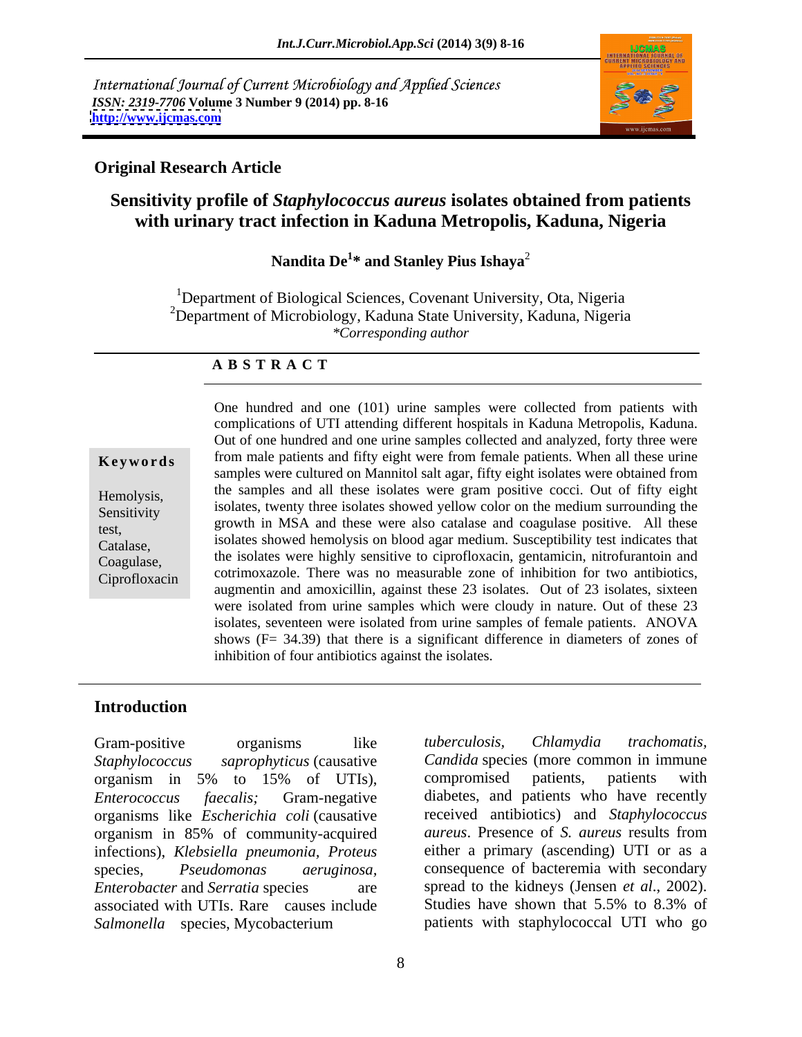International Journal of Current Microbiology and Applied Sciences
*ISSN: 2319-7706* **Volume 3 Number 9 (2014) pp. 8-16**
**http://www.ijcmas.com**

**Original Research Article**

# Sensitivity profile of *Staphylococcus aureus* isolates obtained from patients with urinary tract infection in Kaduna Metropolis, Kaduna, Nigeria

**Nandita De[1]* and Stanley Pius Ishaya[2]**

[1]Department of Biological Sciences, Covenant University, Ota, Nigeria
[2]Department of Microbiology, Kaduna State University, Kaduna, Nigeria
*\*Corresponding author*

## ABSTRACT

**Keywords**

Hemolysis, Sensitivity test, Catalase, Coagulase, Ciprofloxacin

One hundred and one (101) urine samples were collected from patients with complications of UTI attending different hospitals in Kaduna Metropolis, Kaduna. Out of one hundred and one urine samples collected and analyzed, forty three were from male patients and fifty eight were from female patients. When all these urine samples were cultured on Mannitol salt agar, fifty eight isolates were obtained from the samples and all these isolates were gram positive cocci. Out of fifty eight isolates, twenty three isolates showed yellow color on the medium surrounding the growth in MSA and these were also catalase and coagulase positive. All these isolates showed hemolysis on blood agar medium. Susceptibility test indicates that the isolates were highly sensitive to ciprofloxacin, gentamicin, nitrofurantoin and cotrimoxazole. There was no measurable zone of inhibition for two antibiotics, augmentin and amoxicillin, against these 23 isolates. Out of 23 isolates, sixteen were isolated from urine samples which were cloudy in nature. Out of these 23 isolates, seventeen were isolated from urine samples of female patients. ANOVA shows (F= 34.39) that there is a significant difference in diameters of zones of inhibition of four antibiotics against the isolates.

## Introduction

Gram-positive organisms like *Staphylococcus saprophyticus* (causative organism in 5% to 15% of UTIs), *Enterococcus faecalis;* Gram-negative organisms like *Escherichia coli* (causative organism in 85% of community-acquired infections), *Klebsiella pneumonia*, *Proteus* species, *Pseudomonas aeruginosa*, *Enterobacter* and *Serratia* species are associated with UTIs. Rare causes include *Salmonella* species, Mycobacterium *tuberculosis*, *Chlamydia trachomatis*, *Candida* species (more common in immune compromised patients, patients with diabetes, and patients who have recently received antibiotics) and *Staphylococcus aureus*. Presence of *S. aureus* results from either a primary (ascending) UTI or as a consequence of bacteremia with secondary spread to the kidneys (Jensen *et al*., 2002). Studies have shown that 5.5% to 8.3% of patients with staphylococcal UTI who go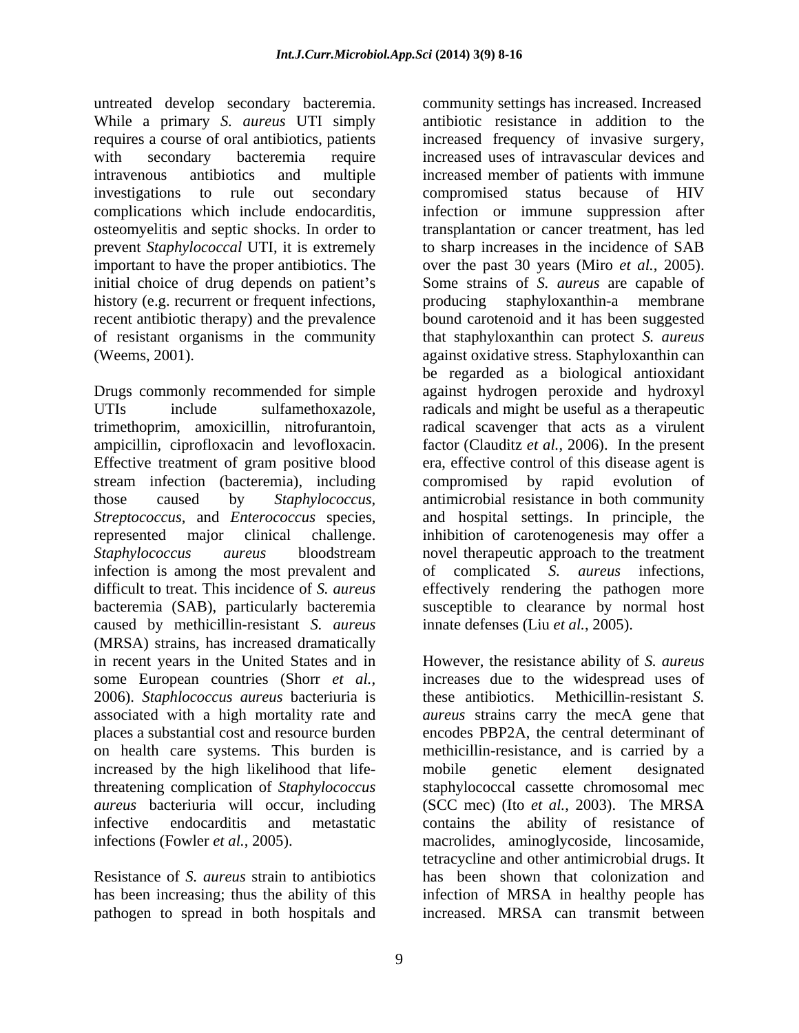untreated develop secondary bacteremia. While a primary *S. aureus* UTI simply requires a course of oral antibiotics, patients with secondary bacteremia require intravenous antibiotics and multiple investigations to rule out secondary complications which include endocarditis, osteomyelitis and septic shocks. In order to prevent *Staphylococcal* UTI, it is extremely important to have the proper antibiotics. The initial choice of drug depends on patient's history (e.g. recurrent or frequent infections, recent antibiotic therapy) and the prevalence of resistant organisms in the community (Weems, 2001).

Drugs commonly recommended for simple UTIs include sulfamethoxazole, trimethoprim, amoxicillin, nitrofurantoin, ampicillin, ciprofloxacin and levofloxacin. Effective treatment of gram positive blood stream infection (bacteremia), including those caused by *Staphylococcus, Streptococcus*, and *Enterococcus* species, represented major clinical challenge. *Staphylococcus aureus* bloodstream infection is among the most prevalent and difficult to treat. This incidence of *S. aureus* bacteremia (SAB), particularly bacteremia caused by methicillin-resistant *S. aureus* (MRSA) strains, has increased dramatically in recent years in the United States and in some European countries (Shorr *et al.*, 2006). *Staphlococcus aureus* bacteriuria is associated with a high mortality rate and places a substantial cost and resource burden on health care systems. This burden is increased by the high likelihood that life-threatening complication of *Staphylococcus aureus* bacteriuria will occur, including infective endocarditis and metastatic infections (Fowler *et al.*, 2005).

Resistance of *S. aureus* strain to antibiotics has been increasing; thus the ability of this pathogen to spread in both hospitals and community settings has increased. Increased antibiotic resistance in addition to the increased frequency of invasive surgery, increased uses of intravascular devices and increased member of patients with immune compromised status because of HIV infection or immune suppression after transplantation or cancer treatment, has led to sharp increases in the incidence of SAB over the past 30 years (Miro *et al.*, 2005). Some strains of *S. aureus* are capable of producing staphyloxanthin-a membrane bound carotenoid and it has been suggested that staphyloxanthin can protect *S. aureus* against oxidative stress. Staphyloxanthin can be regarded as a biological antioxidant against hydrogen peroxide and hydroxyl radicals and might be useful as a therapeutic radical scavenger that acts as a virulent factor (Clauditz *et al.*, 2006). In the present era, effective control of this disease agent is compromised by rapid evolution of antimicrobial resistance in both community and hospital settings. In principle, the inhibition of carotenogenesis may offer a novel therapeutic approach to the treatment of complicated *S. aureus* infections, effectively rendering the pathogen more susceptible to clearance by normal host innate defenses (Liu *et al.*, 2005).

However, the resistance ability of *S. aureus* increases due to the widespread uses of these antibiotics. Methicillin-resistant *S. aureus* strains carry the mecA gene that encodes PBP2A, the central determinant of methicillin-resistance, and is carried by a mobile genetic element designated staphylococcal cassette chromosomal mec (SCC mec) (Ito *et al.*, 2003). The MRSA contains the ability of resistance of macrolides, aminoglycoside, lincosamide, tetracycline and other antimicrobial drugs. It has been shown that colonization and infection of MRSA in healthy people has increased. MRSA can transmit between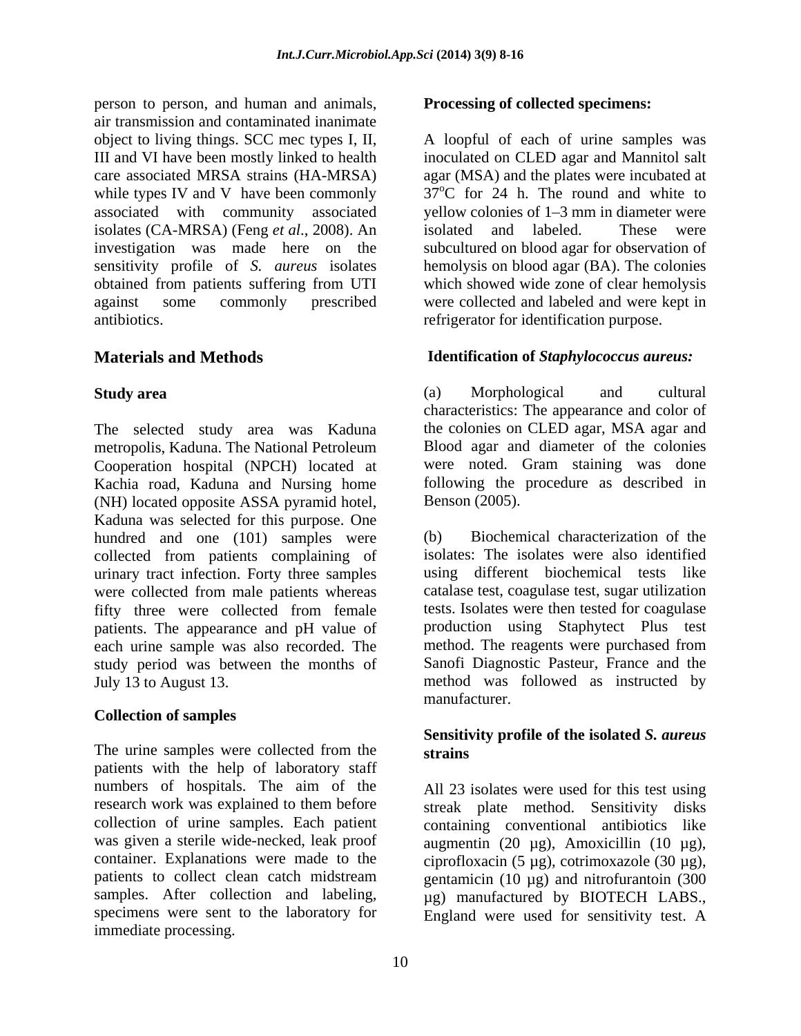person to person, and human and animals, air transmission and contaminated inanimate object to living things. SCC mec types I, II, III and VI have been mostly linked to health care associated MRSA strains (HA-MRSA) while types IV and V have been commonly associated with community associated isolates (CA-MRSA) (Feng *et al*., 2008). An investigation was made here on the sensitivity profile of *S. aureus* isolates obtained from patients suffering from UTI against some commonly prescribed antibiotics.

## Materials and Methods

### Study area

The selected study area was Kaduna metropolis, Kaduna. The National Petroleum Cooperation hospital (NPCH) located at Kachia road, Kaduna and Nursing home (NH) located opposite ASSA pyramid hotel, Kaduna was selected for this purpose. One hundred and one (101) samples were collected from patients complaining of urinary tract infection. Forty three samples were collected from male patients whereas fifty three were collected from female patients. The appearance and pH value of each urine sample was also recorded. The study period was between the months of July 13 to August 13.

### Collection of samples

The urine samples were collected from the patients with the help of laboratory staff numbers of hospitals. The aim of the research work was explained to them before collection of urine samples. Each patient was given a sterile wide-necked, leak proof container. Explanations were made to the patients to collect clean catch midstream samples. After collection and labeling, specimens were sent to the laboratory for immediate processing.

### Processing of collected specimens:

A loopful of each of urine samples was inoculated on CLED agar and Mannitol salt agar (MSA) and the plates were incubated at 37°C for 24 h. The round and white to yellow colonies of 1–3 mm in diameter were isolated and labeled. These were subcultured on blood agar for observation of hemolysis on blood agar (BA). The colonies which showed wide zone of clear hemolysis were collected and labeled and were kept in refrigerator for identification purpose.

### Identification of *Staphylococcus aureus:*

(a) Morphological and cultural characteristics: The appearance and color of the colonies on CLED agar, MSA agar and Blood agar and diameter of the colonies were noted. Gram staining was done following the procedure as described in Benson (2005).

(b) Biochemical characterization of the isolates: The isolates were also identified using different biochemical tests like catalase test, coagulase test, sugar utilization tests. Isolates were then tested for coagulase production using Staphytect Plus test method. The reagents were purchased from Sanofi Diagnostic Pasteur, France and the method was followed as instructed by manufacturer.

### Sensitivity profile of the isolated *S. aureus* strains

All 23 isolates were used for this test using streak plate method. Sensitivity disks containing conventional antibiotics like augmentin (20 µg), Amoxicillin (10 µg), ciprofloxacin (5 µg), cotrimoxazole (30 µg), gentamicin (10 µg) and nitrofurantoin (300 µg) manufactured by BIOTECH LABS., England were used for sensitivity test. A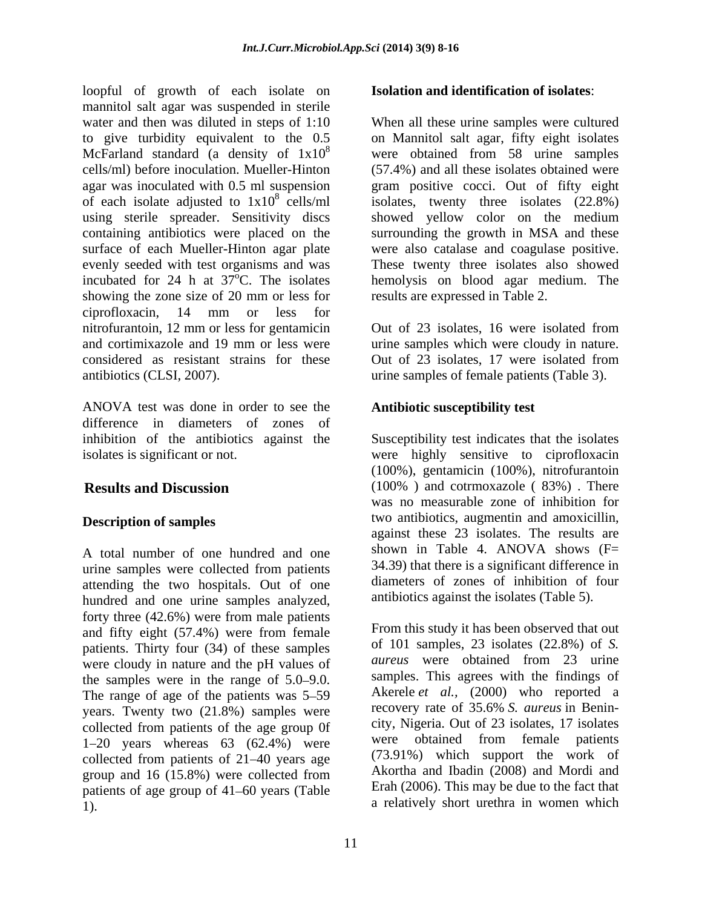loopful of growth of each isolate on mannitol salt agar was suspended in sterile water and then was diluted in steps of 1:10 to give turbidity equivalent to the 0.5 McFarland standard (a density of $1 \times 10^8$ cells/ml) before inoculation. Mueller-Hinton agar was inoculated with 0.5 ml suspension of each isolate adjusted to $1 \times 10^8$ cells/ml using sterile spreader. Sensitivity discs containing antibiotics were placed on the surface of each Mueller-Hinton agar plate evenly seeded with test organisms and was incubated for 24 h at 37°C. The isolates showing the zone size of 20 mm or less for ciprofloxacin, 14 mm or less for nitrofurantoin, 12 mm or less for gentamicin and cortimixazole and 19 mm or less were considered as resistant strains for these antibiotics (CLSI, 2007).

ANOVA test was done in order to see the difference in diameters of zones of inhibition of the antibiotics against the isolates is significant or not.

## Results and Discussion

### Description of samples

A total number of one hundred and one urine samples were collected from patients attending the two hospitals. Out of one hundred and one urine samples analyzed, forty three (42.6%) were from male patients and fifty eight (57.4%) were from female patients. Thirty four (34) of these samples were cloudy in nature and the pH values of the samples were in the range of 5.0–9.0. The range of age of the patients was 5–59 years. Twenty two (21.8%) samples were collected from patients of the age group 0f 1–20 years whereas 63 (62.4%) were collected from patients of 21–40 years age group and 16 (15.8%) were collected from patients of age group of 41–60 years (Table 1).

### Isolation and identification of isolates:

When all these urine samples were cultured on Mannitol salt agar, fifty eight isolates were obtained from 58 urine samples (57.4%) and all these isolates obtained were gram positive cocci. Out of fifty eight isolates, twenty three isolates (22.8%) showed yellow color on the medium surrounding the growth in MSA and these were also catalase and coagulase positive. These twenty three isolates also showed hemolysis on blood agar medium. The results are expressed in Table 2.

Out of 23 isolates, 16 were isolated from urine samples which were cloudy in nature. Out of 23 isolates, 17 were isolated from urine samples of female patients (Table 3).

### Antibiotic susceptibility test

Susceptibility test indicates that the isolates were highly sensitive to ciprofloxacin (100%), gentamicin (100%), nitrofurantoin (100% ) and cotrmoxazole ( 83%) . There was no measurable zone of inhibition for two antibiotics, augmentin and amoxicillin, against these 23 isolates. The results are shown in Table 4. ANOVA shows ($F = 34.39$) that there is a significant difference in diameters of zones of inhibition of four antibiotics against the isolates (Table 5).

From this study it has been observed that out of 101 samples, 23 isolates (22.8%) of *S. aureus* were obtained from 23 urine samples. This agrees with the findings of Akerele *et al.*, (2000) who reported a recovery rate of 35.6% *S. aureus* in Benin-city, Nigeria. Out of 23 isolates, 17 isolates were obtained from female patients (73.91%) which support the work of Akortha and Ibadin (2008) and Mordi and Erah (2006). This may be due to the fact that a relatively short urethra in women which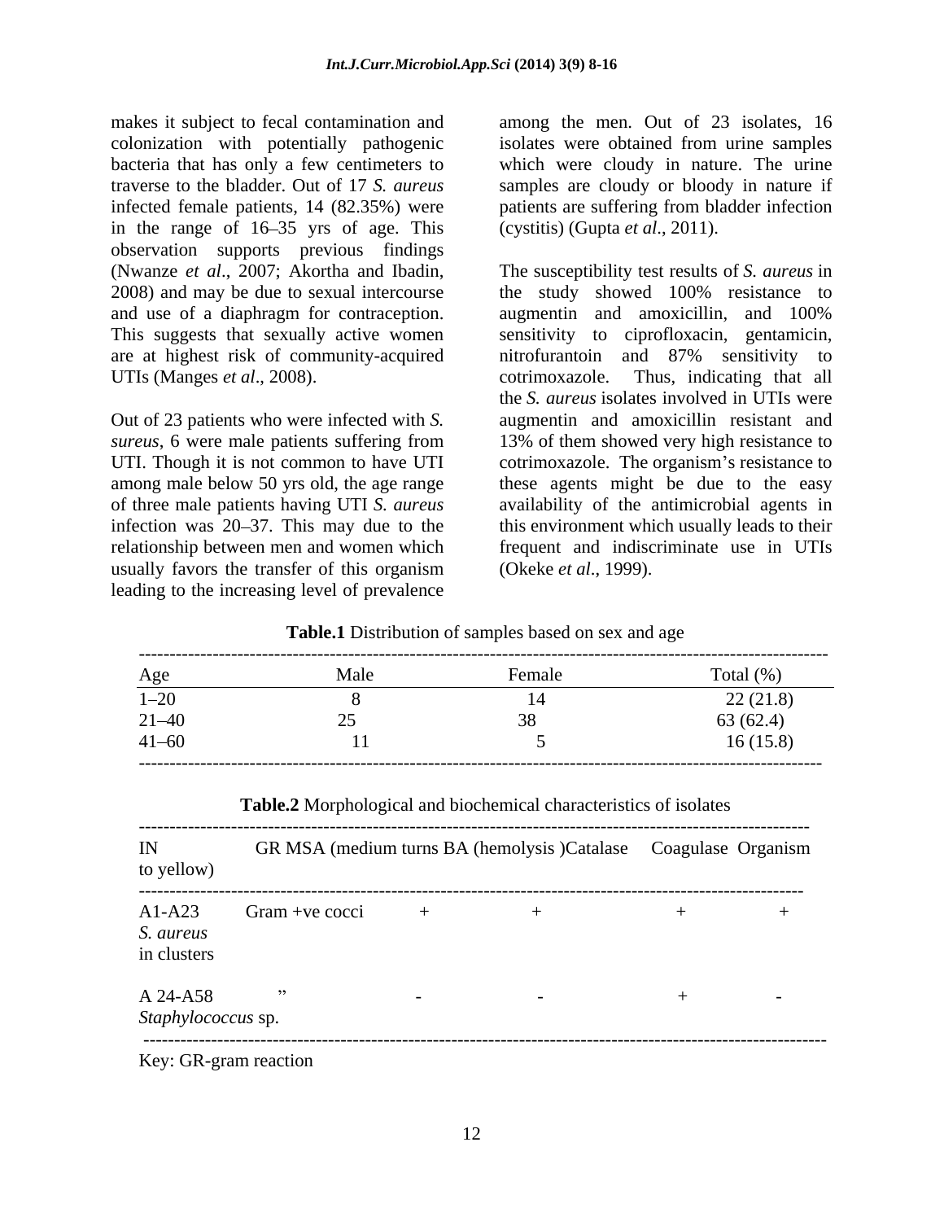makes it subject to fecal contamination and colonization with potentially pathogenic bacteria that has only a few centimeters to traverse to the bladder. Out of 17 *S. aureus* infected female patients, 14 (82.35%) were in the range of 16–35 yrs of age. This observation supports previous findings (Nwanze *et al*., 2007; Akortha and Ibadin, 2008) and may be due to sexual intercourse and use of a diaphragm for contraception. This suggests that sexually active women are at highest risk of community-acquired UTIs (Manges *et al*., 2008).

Out of 23 patients who were infected with *S. sureus*, 6 were male patients suffering from UTI. Though it is not common to have UTI among male below 50 yrs old, the age range of three male patients having UTI *S. aureus* infection was 20–37. This may due to the relationship between men and women which usually favors the transfer of this organism leading to the increasing level of prevalence among the men. Out of 23 isolates, 16 isolates were obtained from urine samples which were cloudy in nature. The urine samples are cloudy or bloody in nature if patients are suffering from bladder infection (cystitis) (Gupta *et al*., 2011).

The susceptibility test results of *S. aureus* in the study showed 100% resistance to augmentin and amoxicillin, and 100% sensitivity to ciprofloxacin, gentamicin, nitrofurantoin and 87% sensitivity to cotrimoxazole. Thus, indicating that all the *S. aureus* isolates involved in UTIs were augmentin and amoxicillin resistant and 13% of them showed very high resistance to cotrimoxazole. The organism's resistance to these agents might be due to the easy availability of the antimicrobial agents in this environment which usually leads to their frequent and indiscriminate use in UTIs (Okeke *et al*., 1999).

**Table.1** Distribution of samples based on sex and age

| Age | Male | Female | Total (%) |
|---|---|---|---|
| 1–20 | 8 | 14 | 22 (21.8) |
| 21–40 | 25 | 38 | 63 (62.4) |
| 41–60 | 11 | 5 | 16 (15.8) |

**Table.2** Morphological and biochemical characteristics of isolates

| IN | GR | MSA (medium turns to yellow) | BA (hemolysis ) | Catalase | Coagulase | Organism |
|---|---|---|---|---|---|---|
| A1-A23 | Gram +ve cocci in clusters | + | + | + | + | *S. aureus* |
| A 24-A58 | " | - | - | + | - | *Staphylococcus* sp. |

Key: GR-gram reaction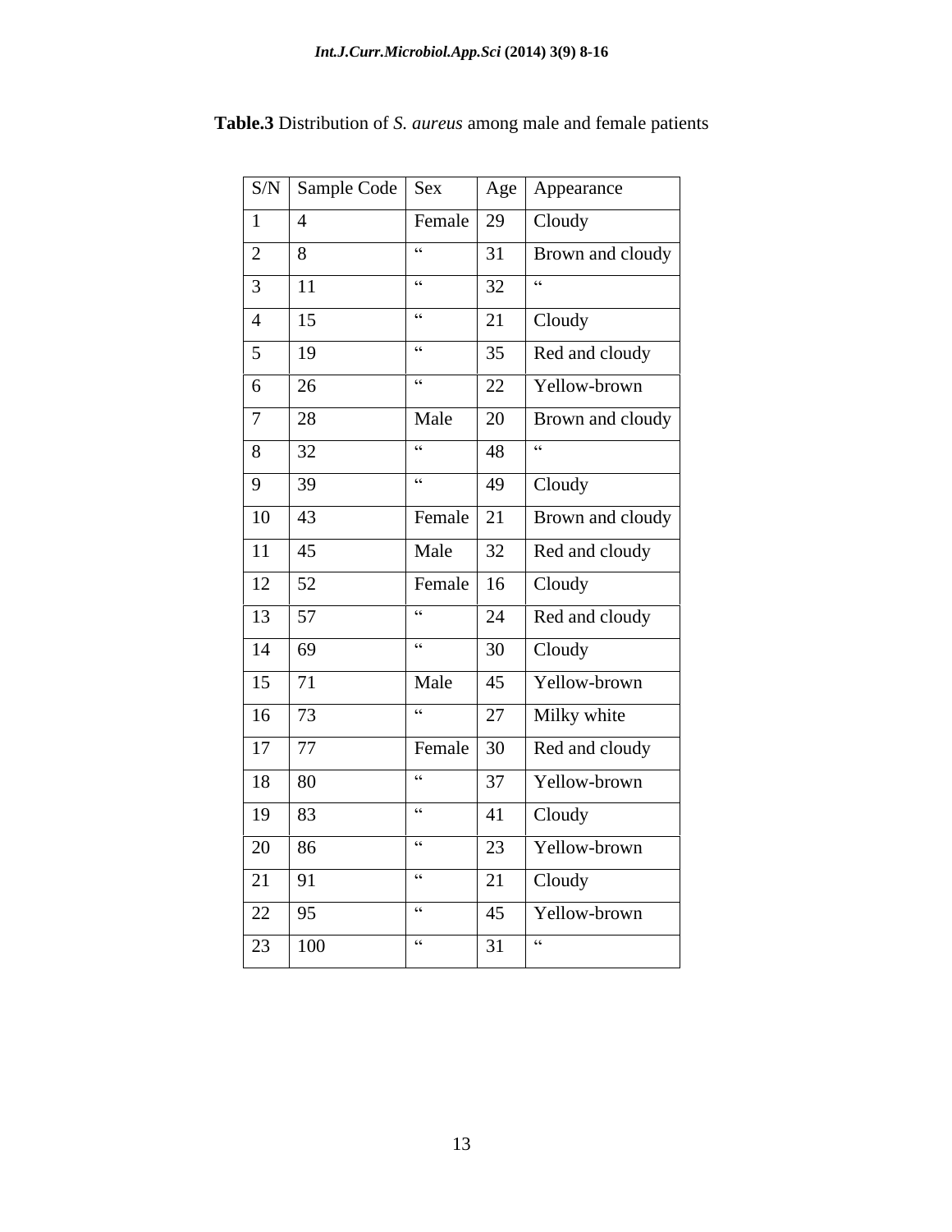**Table.3** Distribution of *S. aureus* among male and female patients

| S/N | Sample Code | Sex | Age | Appearance |
|---|---|---|---|---|
| 1 | 4 | Female | 29 | Cloudy |
| 2 | 8 | " | 31 | Brown and cloudy |
| 3 | 11 | " | 32 | " |
| 4 | 15 | " | 21 | Cloudy |
| 5 | 19 | " | 35 | Red and cloudy |
| 6 | 26 | " | 22 | Yellow-brown |
| 7 | 28 | Male | 20 | Brown and cloudy |
| 8 | 32 | " | 48 | " |
| 9 | 39 | " | 49 | Cloudy |
| 10 | 43 | Female | 21 | Brown and cloudy |
| 11 | 45 | Male | 32 | Red and cloudy |
| 12 | 52 | Female | 16 | Cloudy |
| 13 | 57 | " | 24 | Red and cloudy |
| 14 | 69 | " | 30 | Cloudy |
| 15 | 71 | Male | 45 | Yellow-brown |
| 16 | 73 | " | 27 | Milky white |
| 17 | 77 | Female | 30 | Red and cloudy |
| 18 | 80 | " | 37 | Yellow-brown |
| 19 | 83 | " | 41 | Cloudy |
| 20 | 86 | " | 23 | Yellow-brown |
| 21 | 91 | " | 21 | Cloudy |
| 22 | 95 | " | 45 | Yellow-brown |
| 23 | 100 | " | 31 | " |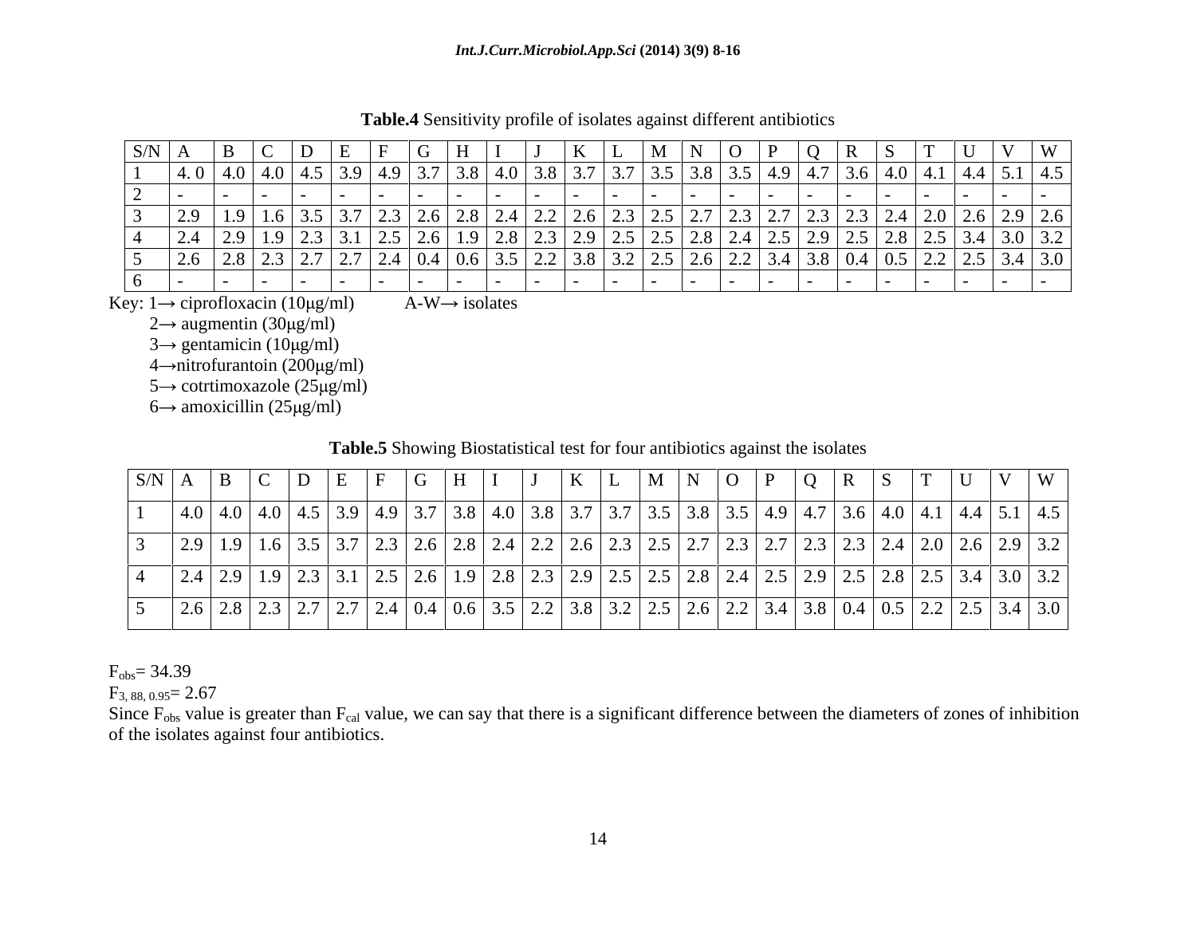**Table.4** Sensitivity profile of isolates against different antibiotics

| S/N | A | B | C | D | E | F | G | H | I | J | K | L | M | N | O | P | Q | R | S | T | U | V | W |
|---|---|---|---|---|---|---|---|---|---|---|---|---|---|---|---|---|---|---|---|---|---|---|---|
| 1 | 4. 0 | 4.0 | 4.0 | 4.5 | 3.9 | 4.9 | 3.7 | 3.8 | 4.0 | 3.8 | 3.7 | 3.7 | 3.5 | 3.8 | 3.5 | 4.9 | 4.7 | 3.6 | 4.0 | 4.1 | 4.4 | 5.1 | 4.5 |
| 2 | - | - | - | - | - | - | - | - | - | - | - | - | - | - | - | - | - | - | - | - | - | - | - |
| 3 | 2.9 | 1.9 | 1.6 | 3.5 | 3.7 | 2.3 | 2.6 | 2.8 | 2.4 | 2.2 | 2.6 | 2.3 | 2.5 | 2.7 | 2.3 | 2.7 | 2.3 | 2.3 | 2.4 | 2.0 | 2.6 | 2.9 | 2.6 |
| 4 | 2.4 | 2.9 | 1.9 | 2.3 | 3.1 | 2.5 | 2.6 | 1.9 | 2.8 | 2.3 | 2.9 | 2.5 | 2.5 | 2.8 | 2.4 | 2.5 | 2.9 | 2.5 | 2.8 | 2.5 | 3.4 | 3.0 | 3.2 |
| 5 | 2.6 | 2.8 | 2.3 | 2.7 | 2.7 | 2.4 | 0.4 | 0.6 | 3.5 | 2.2 | 3.8 | 3.2 | 2.5 | 2.6 | 2.2 | 3.4 | 3.8 | 0.4 | 0.5 | 2.2 | 2.5 | 3.4 | 3.0 |
| 6 | - | - | - | - | - | - | - | - | - | - | - | - | - | - | - | - | - | - | - | - | - | - | - |

Key: 1→ ciprofloxacin (10μg/ml) A-W→ isolates

2→ augmentin (30μg/ml)

3→ gentamicin (10μg/ml)

4→nitrofurantoin (200μg/ml)

5→ cotrtimoxazole (25μg/ml)

6→ amoxicillin (25μg/ml)

**Table.5** Showing Biostatistical test for four antibiotics against the isolates

| S/N | A | B | C | D | E | F | G | H | I | J | K | L | M | N | O | P | Q | R | S | T | U | V | W |
|---|---|---|---|---|---|---|---|---|---|---|---|---|---|---|---|---|---|---|---|---|---|---|---|
| 1 | 4.0 | 4.0 | 4.0 | 4.5 | 3.9 | 4.9 | 3.7 | 3.8 | 4.0 | 3.8 | 3.7 | 3.7 | 3.5 | 3.8 | 3.5 | 4.9 | 4.7 | 3.6 | 4.0 | 4.1 | 4.4 | 5.1 | 4.5 |
| 3 | 2.9 | 1.9 | 1.6 | 3.5 | 3.7 | 2.3 | 2.6 | 2.8 | 2.4 | 2.2 | 2.6 | 2.3 | 2.5 | 2.7 | 2.3 | 2.7 | 2.3 | 2.3 | 2.4 | 2.0 | 2.6 | 2.9 | 3.2 |
| 4 | 2.4 | 2.9 | 1.9 | 2.3 | 3.1 | 2.5 | 2.6 | 1.9 | 2.8 | 2.3 | 2.9 | 2.5 | 2.5 | 2.8 | 2.4 | 2.5 | 2.9 | 2.5 | 2.8 | 2.5 | 3.4 | 3.0 | 3.2 |
| 5 | 2.6 | 2.8 | 2.3 | 2.7 | 2.7 | 2.4 | 0.4 | 0.6 | 3.5 | 2.2 | 3.8 | 3.2 | 2.5 | 2.6 | 2.2 | 3.4 | 3.8 | 0.4 | 0.5 | 2.2 | 2.5 | 3.4 | 3.0 |

$F_{obs} = 34.39$

$F_{3,\ 88,\ 0.95} = 2.67$

Since $F_{obs}$ value is greater than $F_{cal}$ value, we can say that there is a significant difference between the diameters of zones of inhibition of the isolates against four antibiotics.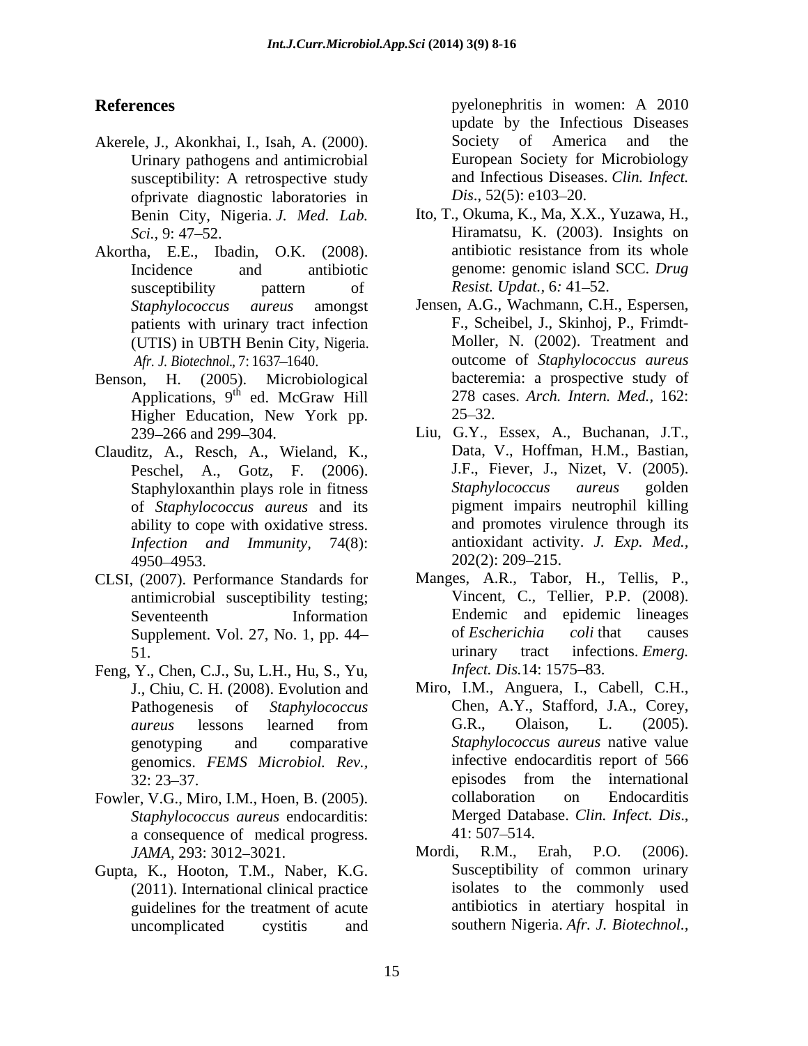## References

Akerele, J., Akonkhai, I., Isah, A. (2000). Urinary pathogens and antimicrobial susceptibility: A retrospective study ofprivate diagnostic laboratories in Benin City, Nigeria. *J. Med. Lab. Sci.,* 9: 47–52.

Akortha, E.E., Ibadin, O.K. (2008). Incidence and antibiotic susceptibility pattern of *Staphylococcus aureus* amongst patients with urinary tract infection (UTIS) in UBTH Benin City, Nigeria. *Afr. J. Biotechnol.,* 7: 1637–1640.

Benson, H. (2005). Microbiological Applications, 9th ed. McGraw Hill Higher Education, New York pp. 239–266 and 299–304.

Clauditz, A., Resch, A., Wieland, K., Peschel, A., Gotz, F. (2006). Staphyloxanthin plays role in fitness of *Staphylococcus aureus* and its ability to cope with oxidative stress. *Infection and Immunity,* 74(8): 4950–4953.

CLSI, (2007). Performance Standards for antimicrobial susceptibility testing; Seventeenth Information Supplement. Vol. 27, No. 1, pp. 44–51.

Feng, Y., Chen, C.J., Su, L.H., Hu, S., Yu, J., Chiu, C. H. (2008). Evolution and Pathogenesis of *Staphylococcus aureus* lessons learned from genotyping and comparative genomics. *FEMS Microbiol. Rev.,* 32: 23–37.

Fowler, V.G., Miro, I.M., Hoen, B. (2005). *Staphylococcus aureus* endocarditis: a consequence of medical progress. *JAMA,* 293: 3012–3021.

Gupta, K., Hooton, T.M., Naber, K.G. (2011). International clinical practice guidelines for the treatment of acute uncomplicated cystitis and pyelonephritis in women: A 2010 update by the Infectious Diseases Society of America and the European Society for Microbiology and Infectious Diseases. *Clin. Infect. Dis*., 52(5): e103–20.

Ito, T., Okuma, K., Ma, X.X., Yuzawa, H., Hiramatsu, K. (2003). Insights on antibiotic resistance from its whole genome: genomic island SCC. *Drug Resist. Updat.,* 6*:* 41–52.

Jensen, A.G., Wachmann, C.H., Espersen, F., Scheibel, J., Skinhoj, P., Frimdt-Moller, N. (2002). Treatment and outcome of *Staphylococcus aureus* bacteremia: a prospective study of 278 cases. *Arch. Intern. Med.,* 162: 25–32.

Liu, G.Y., Essex, A., Buchanan, J.T., Data, V., Hoffman, H.M., Bastian, J.F., Fiever, J., Nizet, V. (2005). *Staphylococcus aureus* golden pigment impairs neutrophil killing and promotes virulence through its antioxidant activity. *J. Exp. Med.,* 202(2): 209–215.

Manges, A.R., Tabor, H., Tellis, P., Vincent, C., Tellier, P.P. (2008). Endemic and epidemic lineages of *Escherichia coli* that causes urinary tract infections. *Emerg. Infect. Dis.*14: 1575–83.

Miro, I.M., Anguera, I., Cabell, C.H., Chen, A.Y., Stafford, J.A., Corey, G.R., Olaison, L. (2005). *Staphylococcus aureus* native value infective endocarditis report of 566 episodes from the international collaboration on Endocarditis Merged Database. *Clin. Infect. Dis*., 41: 507–514.

Mordi, R.M., Erah, P.O. (2006). Susceptibility of common urinary isolates to the commonly used antibiotics in atertiary hospital in southern Nigeria. *Afr. J. Biotechnol.,*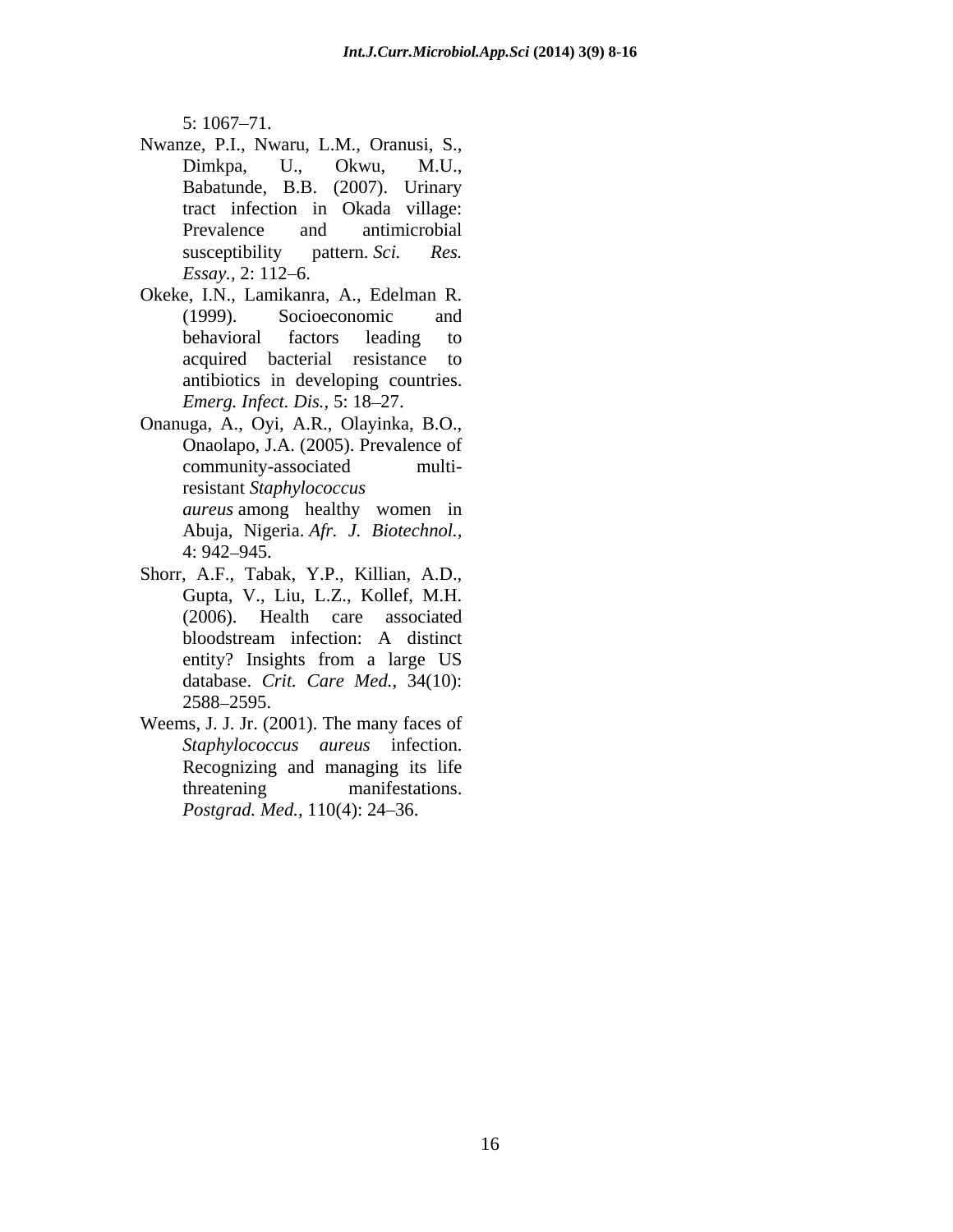5: 1067–71.

Nwanze, P.I., Nwaru, L.M., Oranusi, S., Dimkpa, U., Okwu, M.U., Babatunde, B.B. (2007). Urinary tract infection in Okada village: Prevalence and antimicrobial susceptibility pattern. *Sci. Res. Essay.,* 2: 112–6.

Okeke, I.N., Lamikanra, A., Edelman R. (1999). Socioeconomic and behavioral factors leading to acquired bacterial resistance to antibiotics in developing countries. *Emerg. Infect. Dis.,* 5: 18–27.

Onanuga, A., Oyi, A.R., Olayinka, B.O., Onaolapo, J.A. (2005). Prevalence of community-associated multi-resistant *Staphylococcus aureus* among healthy women in Abuja, Nigeria. *Afr. J. Biotechnol.,* 4: 942–945.

Shorr, A.F., Tabak, Y.P., Killian, A.D., Gupta, V., Liu, L.Z., Kollef, M.H. (2006). Health care associated bloodstream infection: A distinct entity? Insights from a large US database. *Crit. Care Med.,* 34(10): 2588–2595.

Weems, J. J. Jr. (2001). The many faces of *Staphylococcus aureus* infection. Recognizing and managing its life threatening manifestations. *Postgrad. Med.,* 110(4): 24–36.